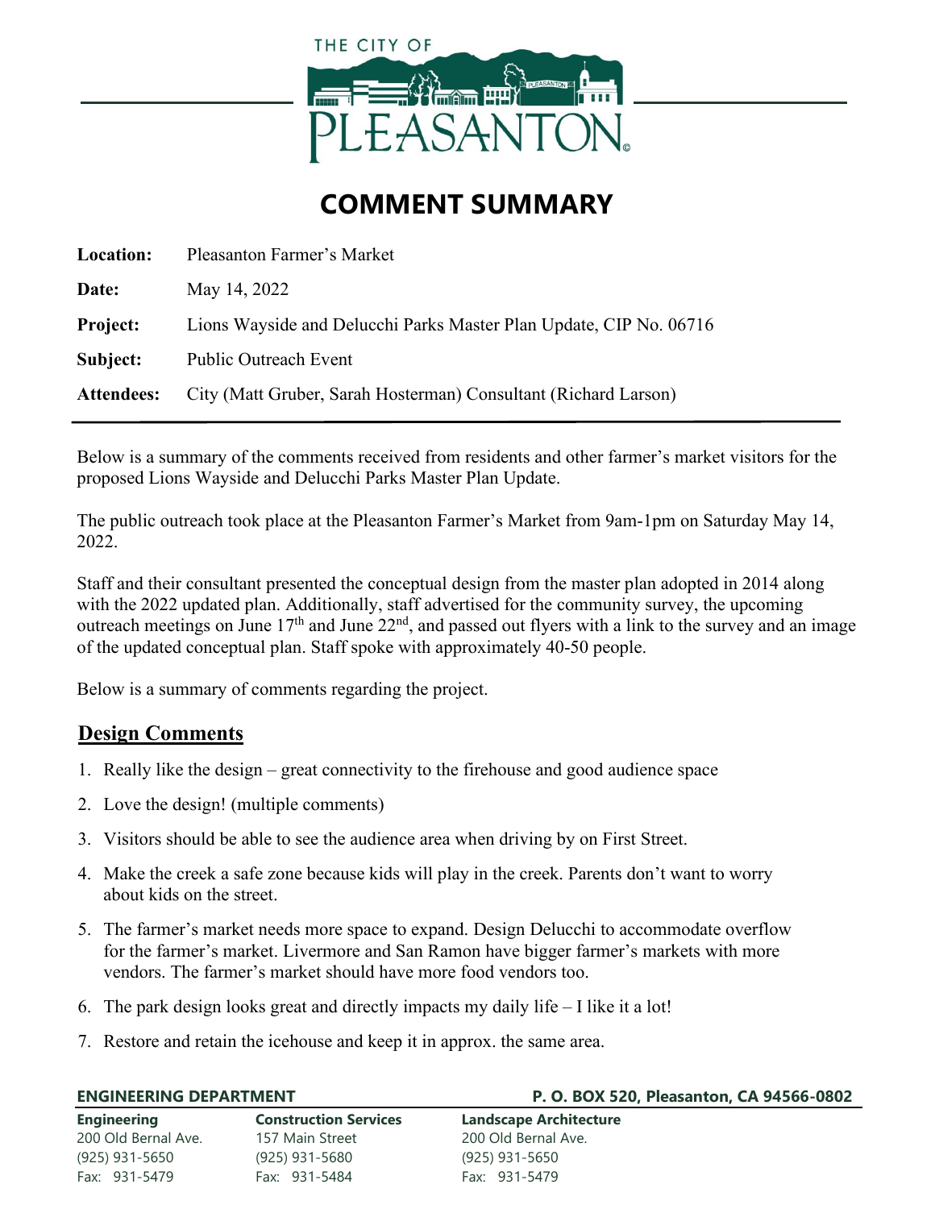# COMMENT SUMMARY

| | |
|---|---|
| **Location:** | Pleasanton Farmer's Market |
| **Date:** | May 14, 2022 |
| **Project:** | Lions Wayside and Delucchi Parks Master Plan Update, CIP No. 06716 |
| **Subject:** | Public Outreach Event |
| **Attendees:** | City (Matt Gruber, Sarah Hosterman) Consultant (Richard Larson) |

Below is a summary of the comments received from residents and other farmer's market visitors for the proposed Lions Wayside and Delucchi Parks Master Plan Update.

The public outreach took place at the Pleasanton Farmer's Market from 9am-1pm on Saturday May 14, 2022.

Staff and their consultant presented the conceptual design from the master plan adopted in 2014 along with the 2022 updated plan. Additionally, staff advertised for the community survey, the upcoming outreach meetings on June 17th and June 22nd, and passed out flyers with a link to the survey and an image of the updated conceptual plan. Staff spoke with approximately 40-50 people.

Below is a summary of comments regarding the project.

## Design Comments

1. Really like the design – great connectivity to the firehouse and good audience space
2. Love the design! (multiple comments)
3. Visitors should be able to see the audience area when driving by on First Street.
4. Make the creek a safe zone because kids will play in the creek. Parents don't want to worry about kids on the street.
5. The farmer's market needs more space to expand. Design Delucchi to accommodate overflow for the farmer's market. Livermore and San Ramon have bigger farmer's markets with more vendors. The farmer's market should have more food vendors too.
6. The park design looks great and directly impacts my daily life – I like it a lot!
7. Restore and retain the icehouse and keep it in approx. the same area.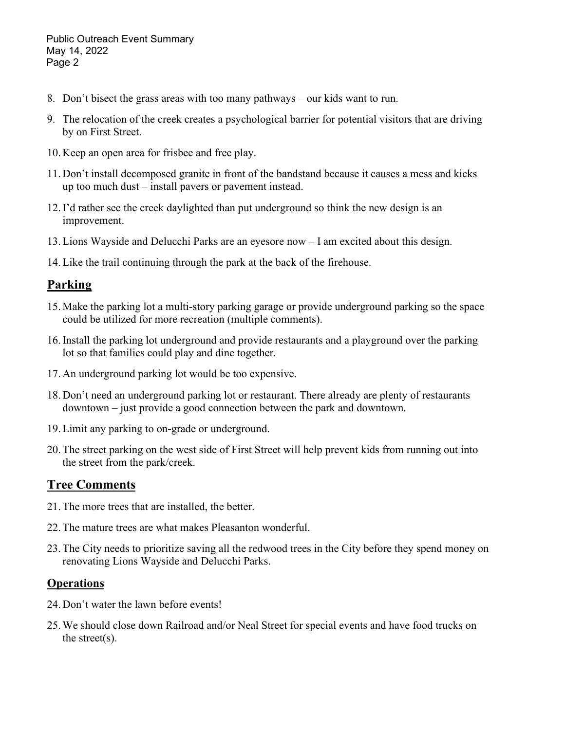8. Don't bisect the grass areas with too many pathways – our kids want to run.
9. The relocation of the creek creates a psychological barrier for potential visitors that are driving by on First Street.
10. Keep an open area for frisbee and free play.
11. Don't install decomposed granite in front of the bandstand because it causes a mess and kicks up too much dust – install pavers or pavement instead.
12. I'd rather see the creek daylighted than put underground so think the new design is an improvement.
13. Lions Wayside and Delucchi Parks are an eyesore now – I am excited about this design.
14. Like the trail continuing through the park at the back of the firehouse.

## Parking

15. Make the parking lot a multi-story parking garage or provide underground parking so the space could be utilized for more recreation (multiple comments).
16. Install the parking lot underground and provide restaurants and a playground over the parking lot so that families could play and dine together.
17. An underground parking lot would be too expensive.
18. Don't need an underground parking lot or restaurant. There already are plenty of restaurants downtown – just provide a good connection between the park and downtown.
19. Limit any parking to on-grade or underground.
20. The street parking on the west side of First Street will help prevent kids from running out into the street from the park/creek.

## Tree Comments

21. The more trees that are installed, the better.
22. The mature trees are what makes Pleasanton wonderful.
23. The City needs to prioritize saving all the redwood trees in the City before they spend money on renovating Lions Wayside and Delucchi Parks.

## Operations

24. Don't water the lawn before events!
25. We should close down Railroad and/or Neal Street for special events and have food trucks on the street(s).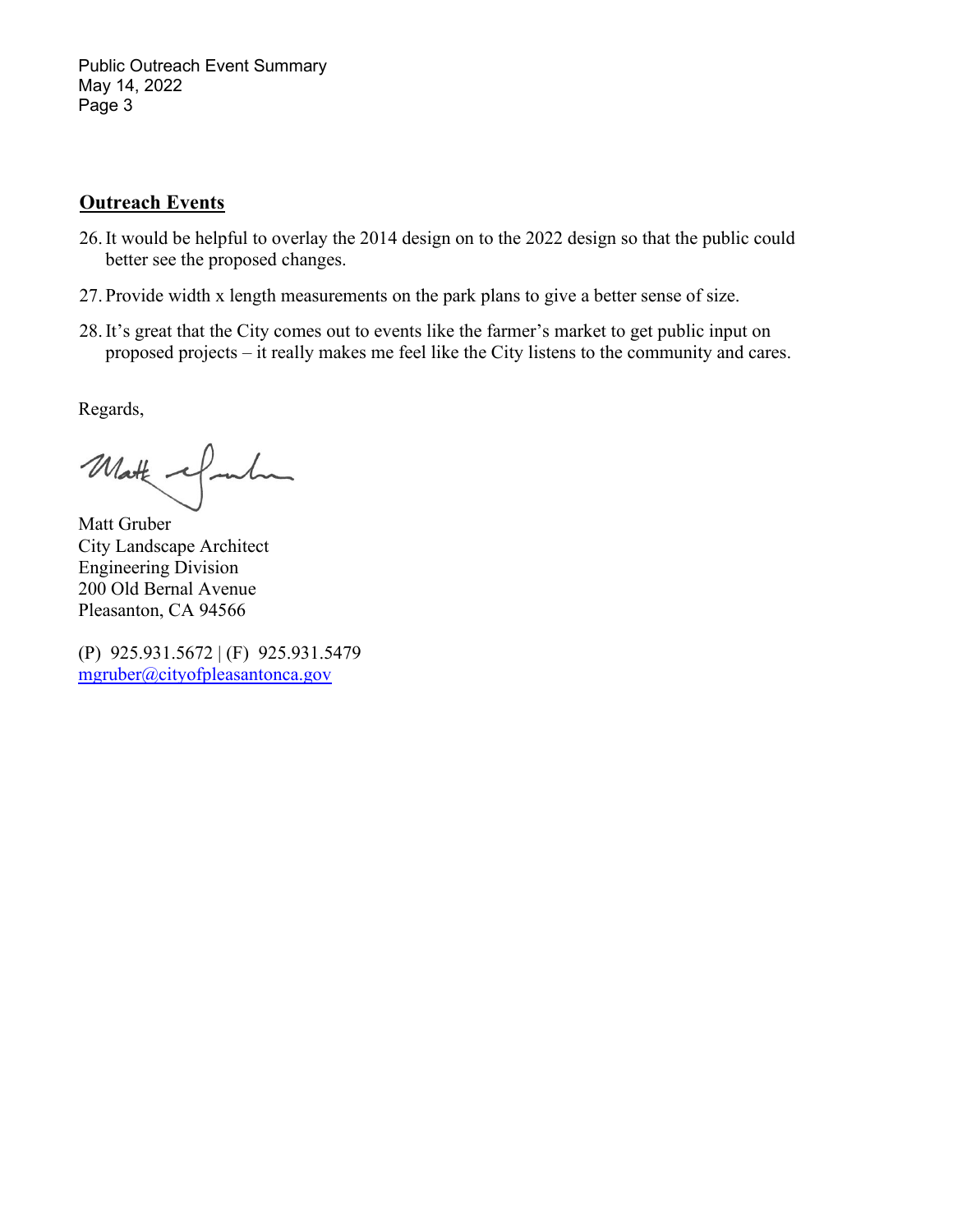## Outreach Events

26. It would be helpful to overlay the 2014 design on to the 2022 design so that the public could better see the proposed changes.
27. Provide width x length measurements on the park plans to give a better sense of size.
28. It's great that the City comes out to events like the farmer's market to get public input on proposed projects – it really makes me feel like the City listens to the community and cares.

Regards,

Matt Gruber
City Landscape Architect
Engineering Division
200 Old Bernal Avenue
Pleasanton, CA 94566

(P) 925.931.5672 | (F) 925.931.5479
mgruber@cityofpleasantonca.gov